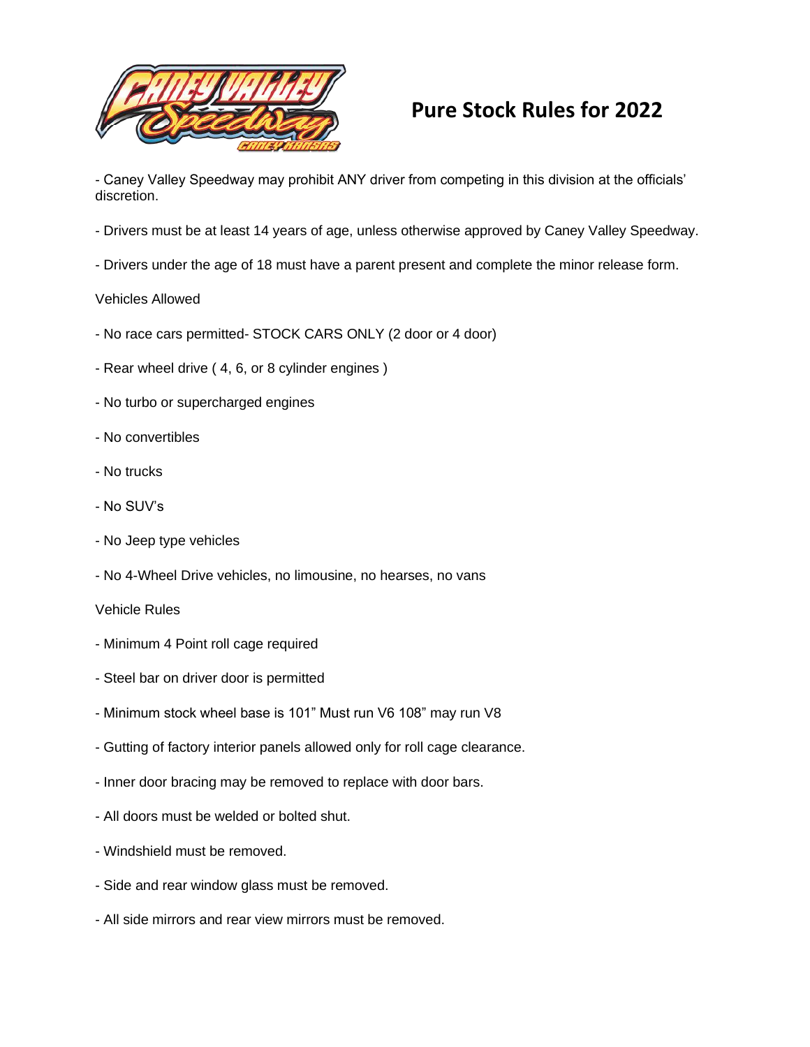# Pure Stock Rules for 2022

- Caney Valley Speedway may prohibit ANY driver from competing in this division at the officials' discretion.

- Drivers must be at least 14 years of age, unless otherwise approved by Caney Valley Speedway.

- Drivers under the age of 18 must have a parent present and complete the minor release form.

Vehicles Allowed

- No race cars permitted- STOCK CARS ONLY (2 door or 4 door)

- Rear wheel drive ( 4, 6, or 8 cylinder engines )

- No turbo or supercharged engines

- No convertibles

- No trucks

- No SUV's

- No Jeep type vehicles

- No 4-Wheel Drive vehicles, no limousine, no hearses, no vans

Vehicle Rules

- Minimum 4 Point roll cage required

- Steel bar on driver door is permitted

- Minimum stock wheel base is 101" Must run V6 108" may run V8

- Gutting of factory interior panels allowed only for roll cage clearance.

- Inner door bracing may be removed to replace with door bars.

- All doors must be welded or bolted shut.

- Windshield must be removed.

- Side and rear window glass must be removed.

- All side mirrors and rear view mirrors must be removed.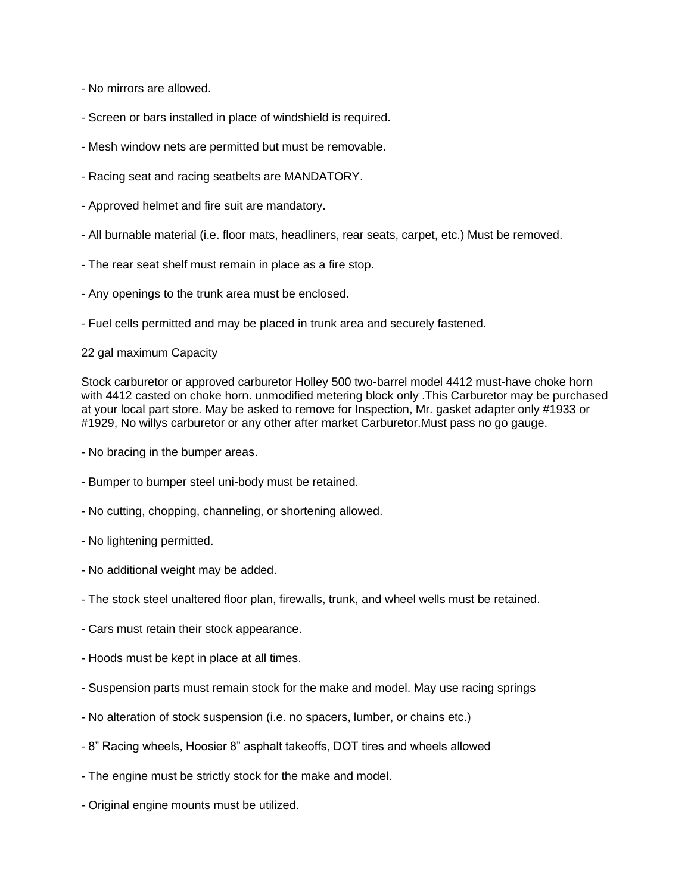- No mirrors are allowed.

- Screen or bars installed in place of windshield is required.

- Mesh window nets are permitted but must be removable.

- Racing seat and racing seatbelts are MANDATORY.

- Approved helmet and fire suit are mandatory.

- All burnable material (i.e. floor mats, headliners, rear seats, carpet, etc.) Must be removed.

- The rear seat shelf must remain in place as a fire stop.

- Any openings to the trunk area must be enclosed.

- Fuel cells permitted and may be placed in trunk area and securely fastened.

22 gal maximum Capacity

Stock carburetor or approved carburetor Holley 500 two-barrel model 4412 must-have choke horn with 4412 casted on choke horn. unmodified metering block only .This Carburetor may be purchased at your local part store. May be asked to remove for Inspection, Mr. gasket adapter only #1933 or #1929, No willys carburetor or any other after market Carburetor.Must pass no go gauge.

- No bracing in the bumper areas.

- Bumper to bumper steel uni-body must be retained.

- No cutting, chopping, channeling, or shortening allowed.

- No lightening permitted.

- No additional weight may be added.

- The stock steel unaltered floor plan, firewalls, trunk, and wheel wells must be retained.

- Cars must retain their stock appearance.

- Hoods must be kept in place at all times.

- Suspension parts must remain stock for the make and model. May use racing springs

- No alteration of stock suspension (i.e. no spacers, lumber, or chains etc.)

- 8" Racing wheels, Hoosier 8" asphalt takeoffs, DOT tires and wheels allowed

- The engine must be strictly stock for the make and model.

- Original engine mounts must be utilized.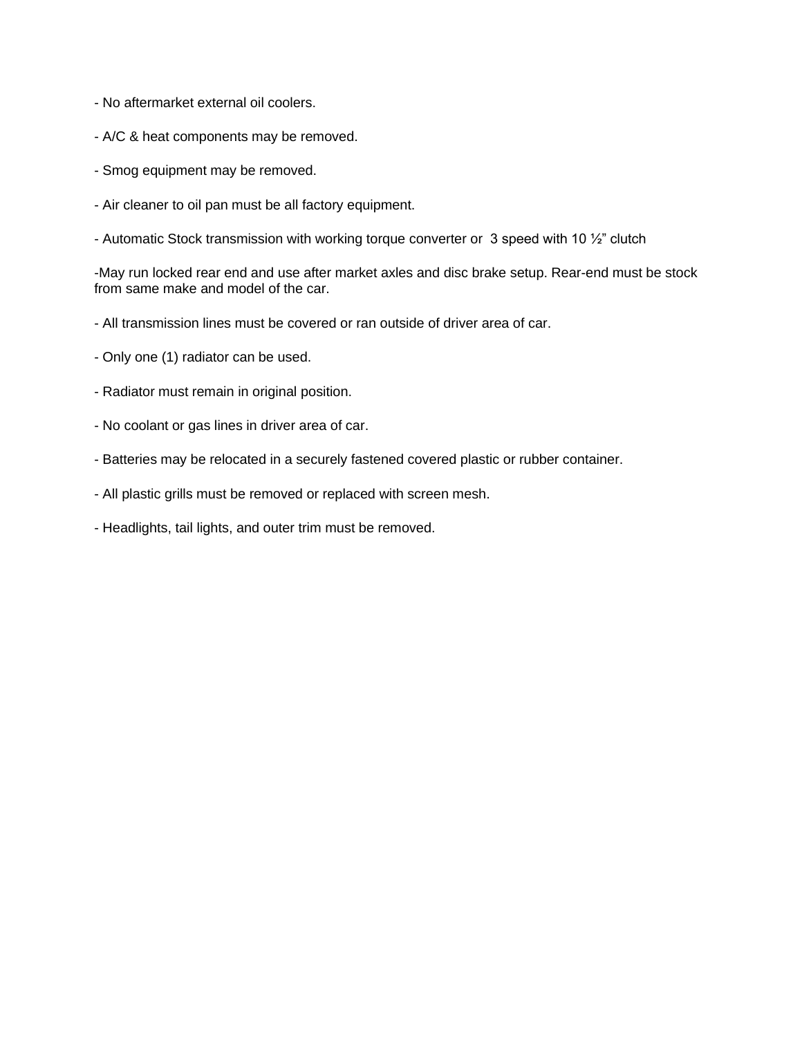- No aftermarket external oil coolers.

- A/C & heat components may be removed.

- Smog equipment may be removed.

- Air cleaner to oil pan must be all factory equipment.

- Automatic Stock transmission with working torque converter or 3 speed with 10 ½" clutch

-May run locked rear end and use after market axles and disc brake setup. Rear-end must be stock from same make and model of the car.

- All transmission lines must be covered or ran outside of driver area of car.

- Only one (1) radiator can be used.

- Radiator must remain in original position.

- No coolant or gas lines in driver area of car.

- Batteries may be relocated in a securely fastened covered plastic or rubber container.

- All plastic grills must be removed or replaced with screen mesh.

- Headlights, tail lights, and outer trim must be removed.